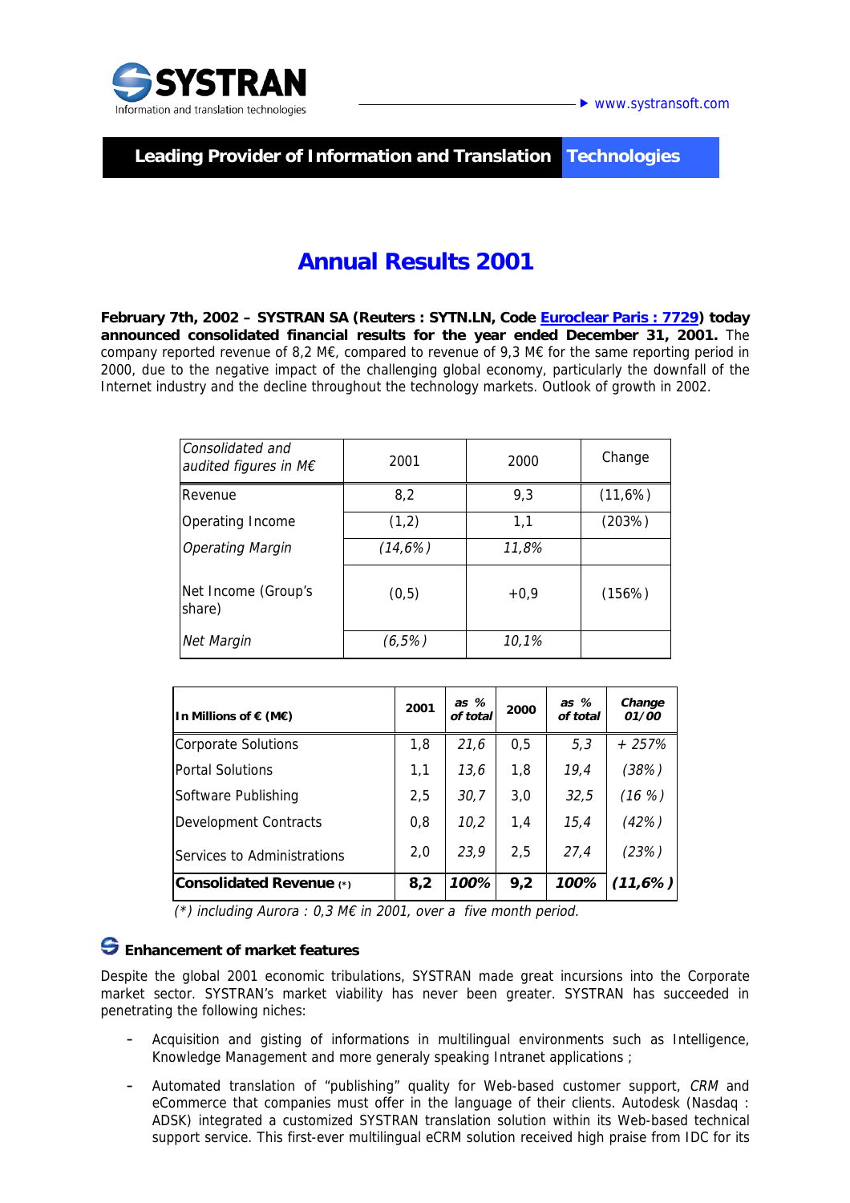SYSTRAN

Information and translation technologies

www.systransoft.com

**Leading Provider of Information and Translation Technologies**

# Annual Results 2001

**February 7th, 2002 – SYSTRAN SA (Reuters : SYTN.LN, Code Euroclear Paris : 7729) today announced consolidated financial results for the year ended December 31, 2001.** The company reported revenue of 8,2 M€, compared to revenue of 9,3 M€ for the same reporting period in 2000, due to the negative impact of the challenging global economy, particularly the downfall of the Internet industry and the decline throughout the technology markets. Outlook of growth in 2002.

| *Consolidated and audited figures in M€* | 2001 | 2000 | Change |
|---|---|---|---|
| Revenue | 8,2 | 9,3 | (11,6%) |
| Operating Income | (1,2) | 1,1 | (203%) |
| *Operating Margin* | *(14,6%)* | *11,8%* | |
| Net Income (Group's share) | (0,5) | +0,9 | (156%) |
| *Net Margin* | *(6,5%)* | *10,1%* | |

| **In Millions of € (M€)** | **2001** | ***as % of total*** | **2000** | ***as % of total*** | ***Change 01/00*** |
|---|---|---|---|---|---|
| Corporate Solutions | 1,8 | *21,6* | 0,5 | *5,3* | *+ 257%* |
| Portal Solutions | 1,1 | *13,6* | 1,8 | *19,4* | *(38%)* |
| Software Publishing | 2,5 | *30,7* | 3,0 | *32,5* | *(16 %)* |
| Development Contracts | 0,8 | *10,2* | 1,4 | *15,4* | *(42%)* |
| Services to Administrations | 2,0 | *23,9* | 2,5 | *27,4* | *(23%)* |
| **Consolidated Revenue (\*)** | **8,2** | ***100%*** | **9,2** | ***100%*** | ***(11,6%)*** |

*(\*) including Aurora : 0,3 M€ in 2001, over a five month period.*

### Enhancement of market features

Despite the global 2001 economic tribulations, SYSTRAN made great incursions into the Corporate market sector. SYSTRAN's market viability has never been greater. SYSTRAN has succeeded in penetrating the following niches:

- Acquisition and gisting of informations in multilingual environments such as Intelligence, Knowledge Management and more generaly speaking Intranet applications ;
- Automated translation of "publishing" quality for Web-based customer support, *CRM* and eCommerce that companies must offer in the language of their clients. Autodesk (Nasdaq : ADSK) integrated a customized SYSTRAN translation solution within its Web-based technical support service. This first-ever multilingual eCRM solution received high praise from IDC for its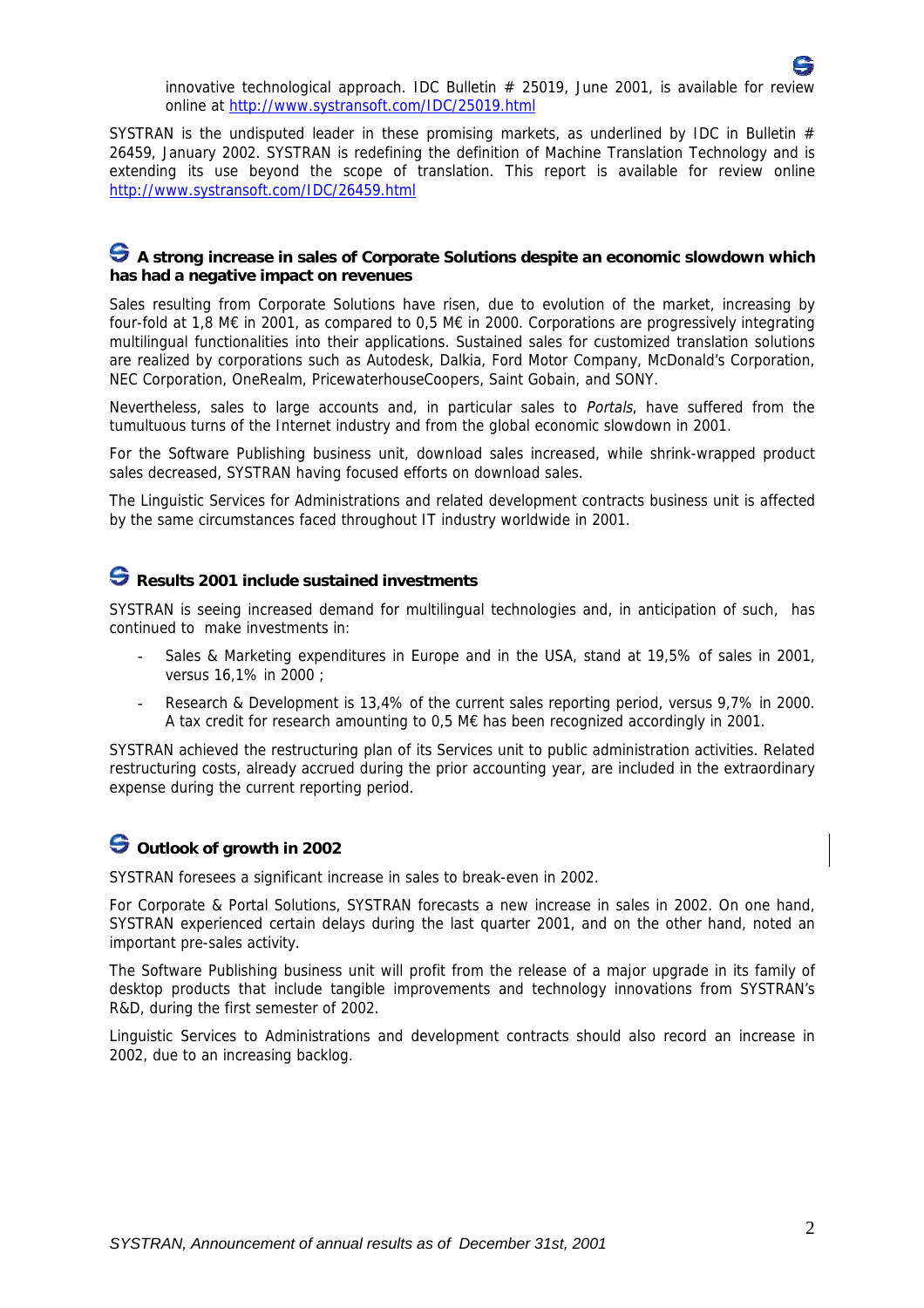innovative technological approach. IDC Bulletin # 25019, June 2001, is available for review online at http://www.systransoft.com/IDC/25019.html

SYSTRAN is the undisputed leader in these promising markets, as underlined by IDC in Bulletin # 26459, January 2002. SYSTRAN is redefining the definition of Machine Translation Technology and is extending its use beyond the scope of translation. This report is available for review online http://www.systransoft.com/IDC/26459.html

## A strong increase in sales of Corporate Solutions despite an economic slowdown which has had a negative impact on revenues

Sales resulting from Corporate Solutions have risen, due to evolution of the market, increasing by four-fold at 1,8 M€ in 2001, as compared to 0,5 M€ in 2000. Corporations are progressively integrating multilingual functionalities into their applications. Sustained sales for customized translation solutions are realized by corporations such as Autodesk, Dalkia, Ford Motor Company, McDonald's Corporation, NEC Corporation, OneRealm, PricewaterhouseCoopers, Saint Gobain, and SONY.

Nevertheless, sales to large accounts and, in particular sales to *Portals*, have suffered from the tumultuous turns of the Internet industry and from the global economic slowdown in 2001.

For the Software Publishing business unit, download sales increased, while shrink-wrapped product sales decreased, SYSTRAN having focused efforts on download sales.

The Linguistic Services for Administrations and related development contracts business unit is affected by the same circumstances faced throughout IT industry worldwide in 2001.

## Results 2001 include sustained investments

SYSTRAN is seeing increased demand for multilingual technologies and, in anticipation of such, has continued to make investments in:

- Sales & Marketing expenditures in Europe and in the USA, stand at 19,5% of sales in 2001, versus 16,1% in 2000 ;
- Research & Development is 13,4% of the current sales reporting period, versus 9,7% in 2000. A tax credit for research amounting to 0,5 M€ has been recognized accordingly in 2001.

SYSTRAN achieved the restructuring plan of its Services unit to public administration activities. Related restructuring costs, already accrued during the prior accounting year, are included in the extraordinary expense during the current reporting period.

## Outlook of growth in 2002

SYSTRAN foresees a significant increase in sales to break-even in 2002.

For Corporate & Portal Solutions, SYSTRAN forecasts a new increase in sales in 2002. On one hand, SYSTRAN experienced certain delays during the last quarter 2001, and on the other hand, noted an important pre-sales activity.

The Software Publishing business unit will profit from the release of a major upgrade in its family of desktop products that include tangible improvements and technology innovations from SYSTRAN's R&D, during the first semester of 2002.

Linguistic Services to Administrations and development contracts should also record an increase in 2002, due to an increasing backlog.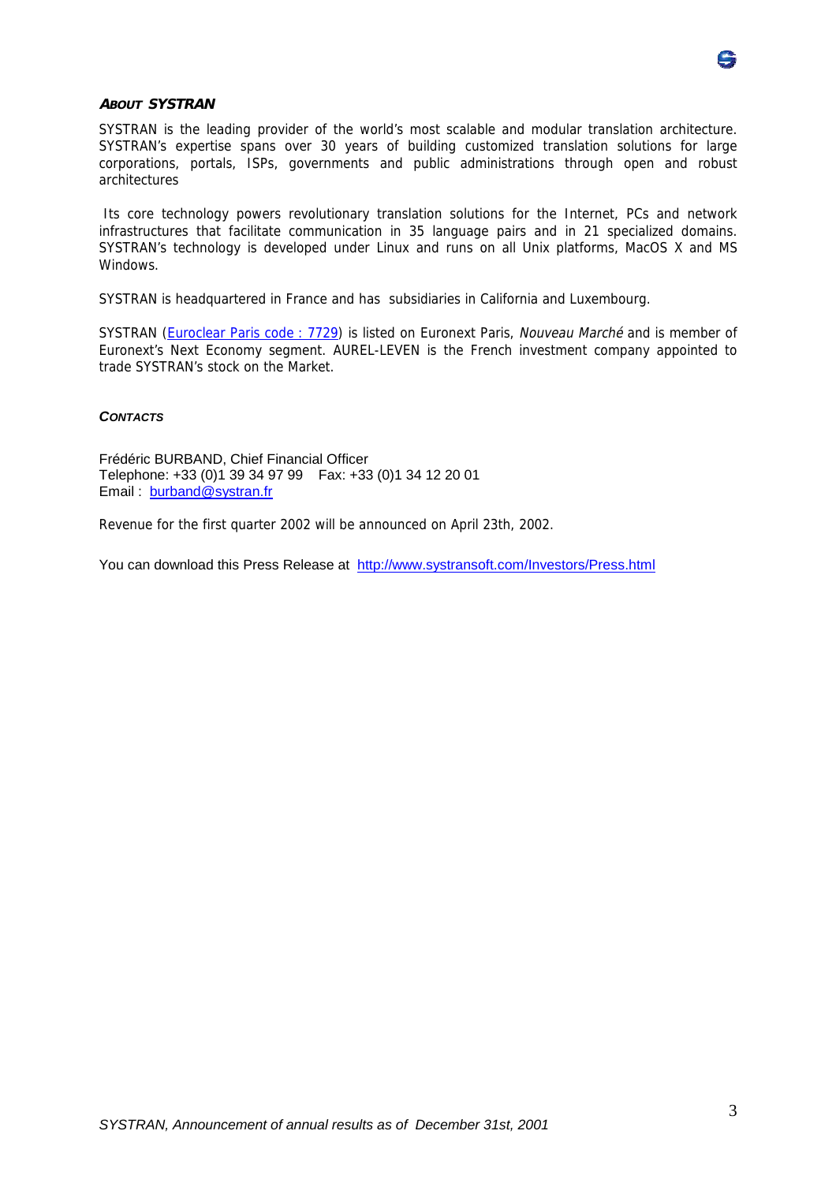### About SYSTRAN

SYSTRAN is the leading provider of the world's most scalable and modular translation architecture. SYSTRAN's expertise spans over 30 years of building customized translation solutions for large corporations, portals, ISPs, governments and public administrations through open and robust architectures

Its core technology powers revolutionary translation solutions for the Internet, PCs and network infrastructures that facilitate communication in 35 language pairs and in 21 specialized domains. SYSTRAN's technology is developed under Linux and runs on all Unix platforms, MacOS X and MS Windows.

SYSTRAN is headquartered in France and has subsidiaries in California and Luxembourg.

SYSTRAN (Euroclear Paris code : 7729) is listed on Euronext Paris, *Nouveau Marché* and is member of Euronext's Next Economy segment. AUREL-LEVEN is the French investment company appointed to trade SYSTRAN's stock on the Market.

### *Contacts*

Frédéric BURBAND, Chief Financial Officer
Telephone: +33 (0)1 39 34 97 99    Fax: +33 (0)1 34 12 20 01
Email : burband@systran.fr

Revenue for the first quarter 2002 will be announced on April 23th, 2002.

You can download this Press Release at http://www.systransoft.com/Investors/Press.html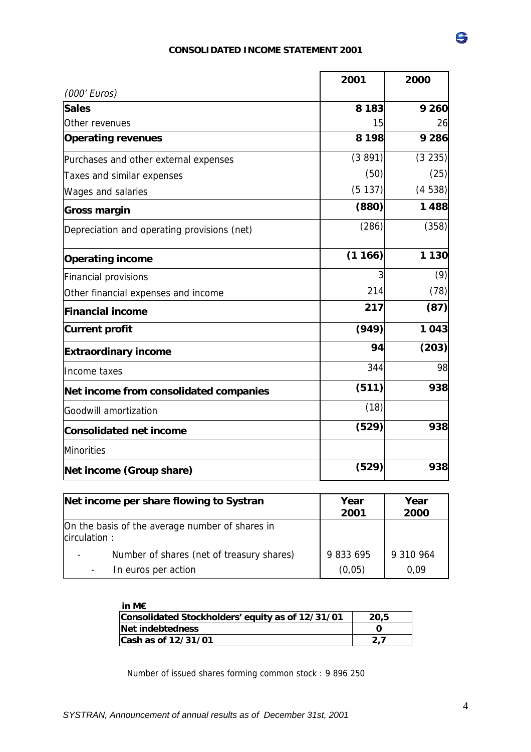**CONSOLIDATED INCOME STATEMENT 2001**

| *(000' Euros)* | 2001 | 2000 |
|---|---|---|
| **Sales** | **8 183** | **9 260** |
| Other revenues | 15 | 26 |
| **Operating revenues** | **8 198** | **9 286** |
| Purchases and other external expenses | (3 891) | (3 235) |
| Taxes and similar expenses | (50) | (25) |
| Wages and salaries | (5 137) | (4 538) |
| **Gross margin** | **(880)** | **1 488** |
| Depreciation and operating provisions (net) | (286) | (358) |
| **Operating income** | **(1 166)** | **1 130** |
| Financial provisions | 3 | (9) |
| Other financial expenses and income | 214 | (78) |
| **Financial income** | **217** | **(87)** |
| **Current profit** | **(949)** | **1 043** |
| **Extraordinary income** | **94** | **(203)** |
| Income taxes | 344 | 98 |
| **Net income from consolidated companies** | **(511)** | **938** |
| Goodwill amortization | (18) | |
| **Consolidated net income** | **(529)** | **938** |
| Minorities | | |
| **Net income (Group share)** | **(529)** | **938** |

| **Net income per share flowing to Systran** | **Year 2001** | **Year 2000** |
|---|---|---|
| On the basis of the average number of shares in circulation : | | |
| - Number of shares (net of treasury shares) | 9 833 695 | 9 310 964 |
| - In euros per action | (0,05) | 0,09 |

**in M€**

| | |
|---|---|
| **Consolidated Stockholders' equity as of 12/31/01** | **20,5** |
| **Net indebtedness** | **0** |
| **Cash as of 12/31/01** | **2,7** |

Number of issued shares forming common stock : 9 896 250